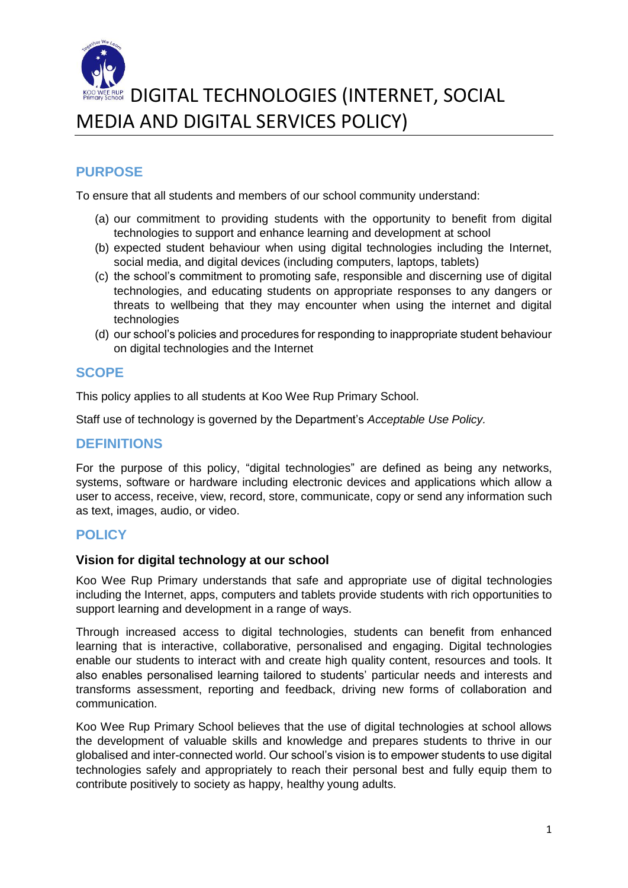# DIGITAL TECHNOLOGIES (INTERNET, SOCIAL MEDIA AND DIGITAL SERVICES POLICY)

## PURPOSE

To ensure that all students and members of our school community understand:

(a) our commitment to providing students with the opportunity to benefit from digital technologies to support and enhance learning and development at school
(b) expected student behaviour when using digital technologies including the Internet, social media, and digital devices (including computers, laptops, tablets)
(c) the school's commitment to promoting safe, responsible and discerning use of digital technologies, and educating students on appropriate responses to any dangers or threats to wellbeing that they may encounter when using the internet and digital technologies
(d) our school's policies and procedures for responding to inappropriate student behaviour on digital technologies and the Internet

## SCOPE

This policy applies to all students at Koo Wee Rup Primary School.

Staff use of technology is governed by the Department's *Acceptable Use Policy.*

## DEFINITIONS

For the purpose of this policy, "digital technologies" are defined as being any networks, systems, software or hardware including electronic devices and applications which allow a user to access, receive, view, record, store, communicate, copy or send any information such as text, images, audio, or video.

## POLICY

### Vision for digital technology at our school

Koo Wee Rup Primary understands that safe and appropriate use of digital technologies including the Internet, apps, computers and tablets provide students with rich opportunities to support learning and development in a range of ways.

Through increased access to digital technologies, students can benefit from enhanced learning that is interactive, collaborative, personalised and engaging. Digital technologies enable our students to interact with and create high quality content, resources and tools. It also enables personalised learning tailored to students' particular needs and interests and transforms assessment, reporting and feedback, driving new forms of collaboration and communication.

Koo Wee Rup Primary School believes that the use of digital technologies at school allows the development of valuable skills and knowledge and prepares students to thrive in our globalised and inter-connected world. Our school's vision is to empower students to use digital technologies safely and appropriately to reach their personal best and fully equip them to contribute positively to society as happy, healthy young adults.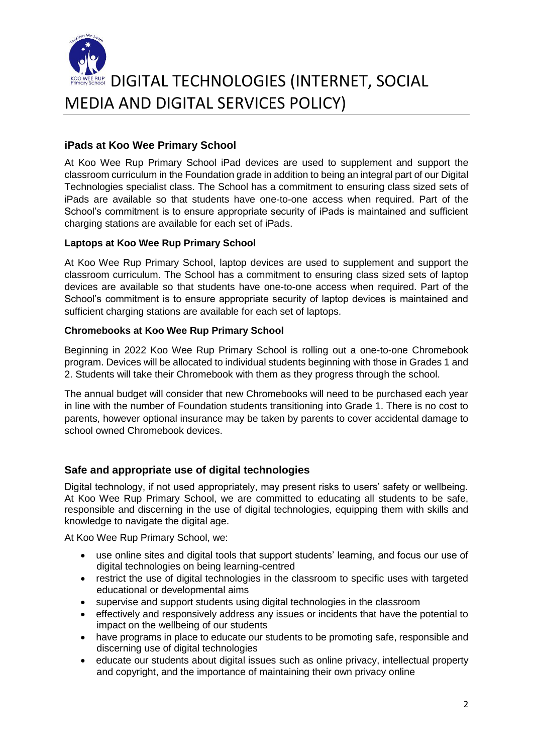## iPads at Koo Wee Primary School

At Koo Wee Rup Primary School iPad devices are used to supplement and support the classroom curriculum in the Foundation grade in addition to being an integral part of our Digital Technologies specialist class. The School has a commitment to ensuring class sized sets of iPads are available so that students have one-to-one access when required. Part of the School's commitment is to ensure appropriate security of iPads is maintained and sufficient charging stations are available for each set of iPads.

### Laptops at Koo Wee Rup Primary School

At Koo Wee Rup Primary School, laptop devices are used to supplement and support the classroom curriculum. The School has a commitment to ensuring class sized sets of laptop devices are available so that students have one-to-one access when required. Part of the School's commitment is to ensure appropriate security of laptop devices is maintained and sufficient charging stations are available for each set of laptops.

### Chromebooks at Koo Wee Rup Primary School

Beginning in 2022 Koo Wee Rup Primary School is rolling out a one-to-one Chromebook program. Devices will be allocated to individual students beginning with those in Grades 1 and 2. Students will take their Chromebook with them as they progress through the school.

The annual budget will consider that new Chromebooks will need to be purchased each year in line with the number of Foundation students transitioning into Grade 1. There is no cost to parents, however optional insurance may be taken by parents to cover accidental damage to school owned Chromebook devices.

## Safe and appropriate use of digital technologies

Digital technology, if not used appropriately, may present risks to users' safety or wellbeing. At Koo Wee Rup Primary School, we are committed to educating all students to be safe, responsible and discerning in the use of digital technologies, equipping them with skills and knowledge to navigate the digital age.

At Koo Wee Rup Primary School, we:

- use online sites and digital tools that support students' learning, and focus our use of digital technologies on being learning-centred
- restrict the use of digital technologies in the classroom to specific uses with targeted educational or developmental aims
- supervise and support students using digital technologies in the classroom
- effectively and responsively address any issues or incidents that have the potential to impact on the wellbeing of our students
- have programs in place to educate our students to be promoting safe, responsible and discerning use of digital technologies
- educate our students about digital issues such as online privacy, intellectual property and copyright, and the importance of maintaining their own privacy online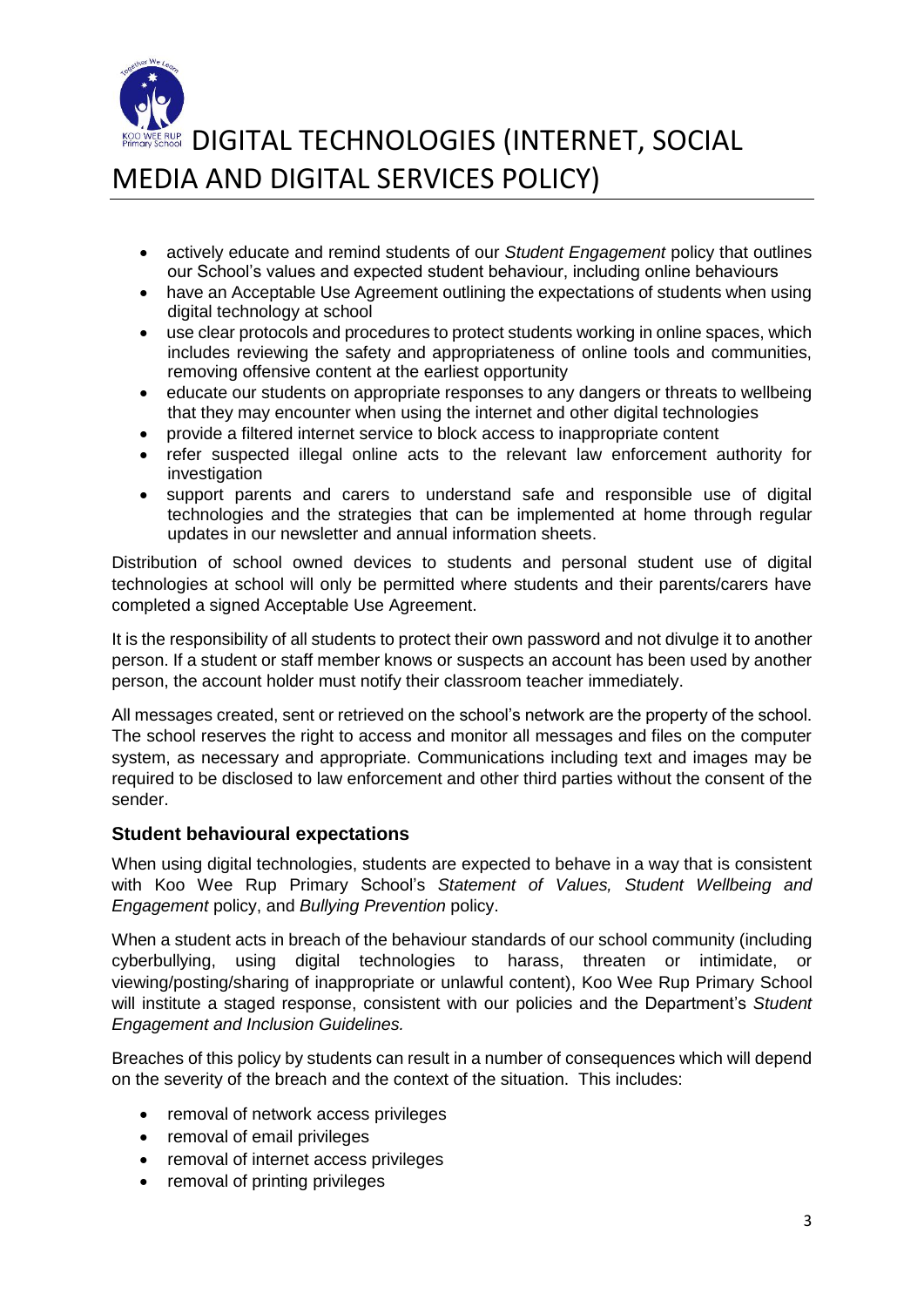- actively educate and remind students of our *Student Engagement* policy that outlines our School's values and expected student behaviour, including online behaviours
- have an Acceptable Use Agreement outlining the expectations of students when using digital technology at school
- use clear protocols and procedures to protect students working in online spaces, which includes reviewing the safety and appropriateness of online tools and communities, removing offensive content at the earliest opportunity
- educate our students on appropriate responses to any dangers or threats to wellbeing that they may encounter when using the internet and other digital technologies
- provide a filtered internet service to block access to inappropriate content
- refer suspected illegal online acts to the relevant law enforcement authority for investigation
- support parents and carers to understand safe and responsible use of digital technologies and the strategies that can be implemented at home through regular updates in our newsletter and annual information sheets.

Distribution of school owned devices to students and personal student use of digital technologies at school will only be permitted where students and their parents/carers have completed a signed Acceptable Use Agreement.

It is the responsibility of all students to protect their own password and not divulge it to another person. If a student or staff member knows or suspects an account has been used by another person, the account holder must notify their classroom teacher immediately.

All messages created, sent or retrieved on the school's network are the property of the school. The school reserves the right to access and monitor all messages and files on the computer system, as necessary and appropriate. Communications including text and images may be required to be disclosed to law enforcement and other third parties without the consent of the sender.

### Student behavioural expectations

When using digital technologies, students are expected to behave in a way that is consistent with Koo Wee Rup Primary School's *Statement of Values, Student Wellbeing and Engagement* policy, and *Bullying Prevention* policy.

When a student acts in breach of the behaviour standards of our school community (including cyberbullying, using digital technologies to harass, threaten or intimidate, or viewing/posting/sharing of inappropriate or unlawful content), Koo Wee Rup Primary School will institute a staged response, consistent with our policies and the Department's *Student Engagement and Inclusion Guidelines.*

Breaches of this policy by students can result in a number of consequences which will depend on the severity of the breach and the context of the situation. This includes:

- removal of network access privileges
- removal of email privileges
- removal of internet access privileges
- removal of printing privileges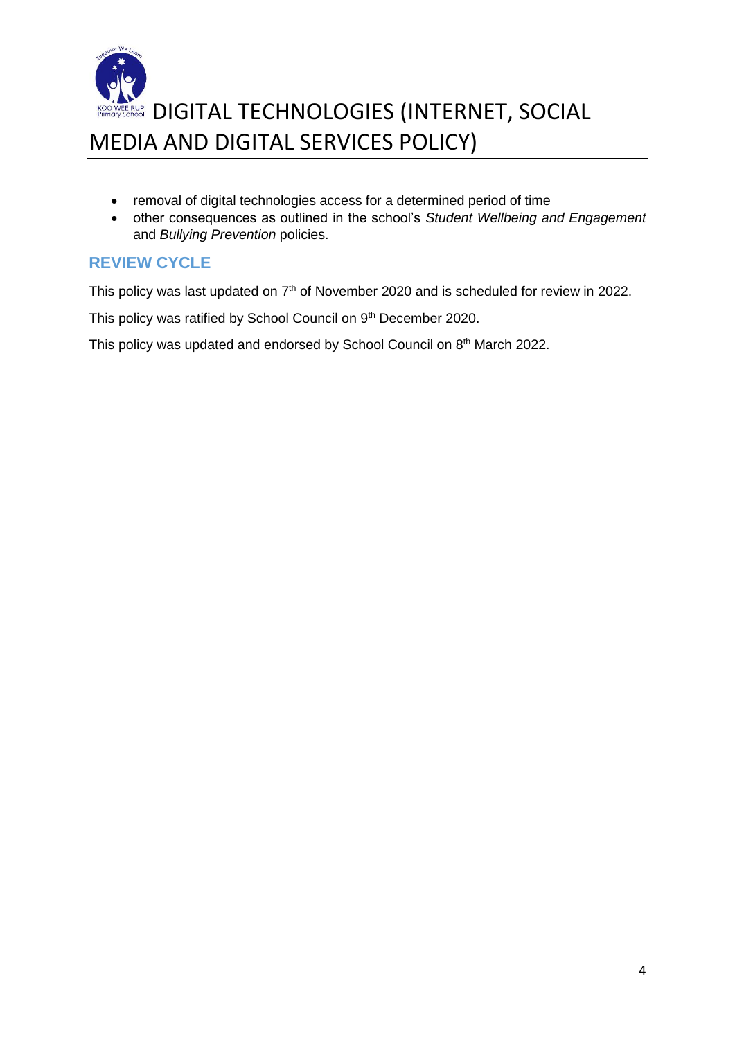- removal of digital technologies access for a determined period of time
- other consequences as outlined in the school's *Student Wellbeing and Engagement* and *Bullying Prevention* policies.

## REVIEW CYCLE

This policy was last updated on 7th of November 2020 and is scheduled for review in 2022.

This policy was ratified by School Council on 9th December 2020.

This policy was updated and endorsed by School Council on 8th March 2022.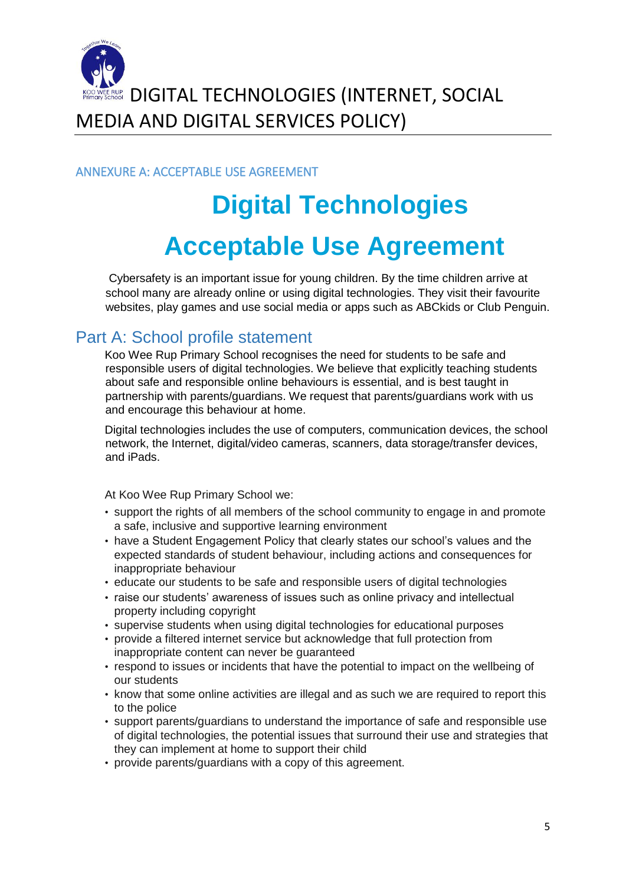# DIGITAL TECHNOLOGIES (INTERNET, SOCIAL MEDIA AND DIGITAL SERVICES POLICY)

### ANNEXURE A: ACCEPTABLE USE AGREEMENT

# Digital Technologies Acceptable Use Agreement

Cybersafety is an important issue for young children. By the time children arrive at school many are already online or using digital technologies. They visit their favourite websites, play games and use social media or apps such as ABCkids or Club Penguin.

## Part A: School profile statement

Koo Wee Rup Primary School recognises the need for students to be safe and responsible users of digital technologies. We believe that explicitly teaching students about safe and responsible online behaviours is essential, and is best taught in partnership with parents/guardians. We request that parents/guardians work with us and encourage this behaviour at home.

Digital technologies includes the use of computers, communication devices, the school network, the Internet, digital/video cameras, scanners, data storage/transfer devices, and iPads.

At Koo Wee Rup Primary School we:

- support the rights of all members of the school community to engage in and promote a safe, inclusive and supportive learning environment
- have a Student Engagement Policy that clearly states our school's values and the expected standards of student behaviour, including actions and consequences for inappropriate behaviour
- educate our students to be safe and responsible users of digital technologies
- raise our students' awareness of issues such as online privacy and intellectual property including copyright
- supervise students when using digital technologies for educational purposes
- provide a filtered internet service but acknowledge that full protection from inappropriate content can never be guaranteed
- respond to issues or incidents that have the potential to impact on the wellbeing of our students
- know that some online activities are illegal and as such we are required to report this to the police
- support parents/guardians to understand the importance of safe and responsible use of digital technologies, the potential issues that surround their use and strategies that they can implement at home to support their child
- provide parents/guardians with a copy of this agreement.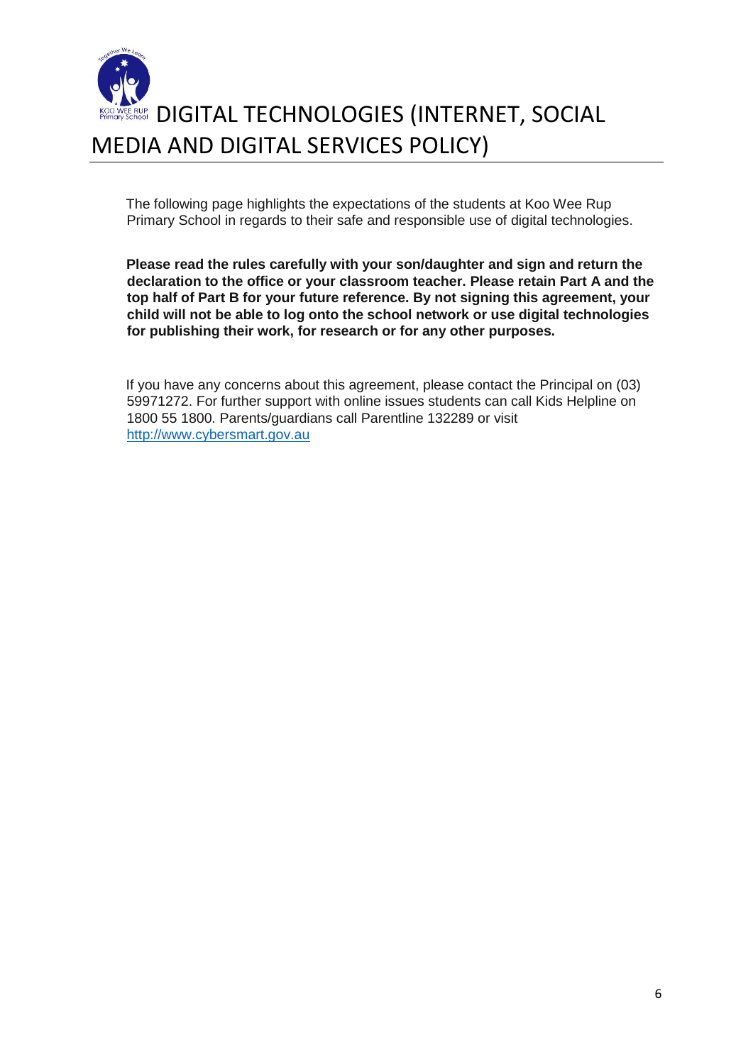# DIGITAL TECHNOLOGIES (INTERNET, SOCIAL MEDIA AND DIGITAL SERVICES POLICY)

The following page highlights the expectations of the students at Koo Wee Rup Primary School in regards to their safe and responsible use of digital technologies.

**Please read the rules carefully with your son/daughter and sign and return the declaration to the office or your classroom teacher. Please retain Part A and the top half of Part B for your future reference. By not signing this agreement, your child will not be able to log onto the school network or use digital technologies for publishing their work, for research or for any other purposes.**

If you have any concerns about this agreement, please contact the Principal on (03) 59971272. For further support with online issues students can call Kids Helpline on 1800 55 1800. Parents/guardians call Parentline 132289 or visit http://www.cybersmart.gov.au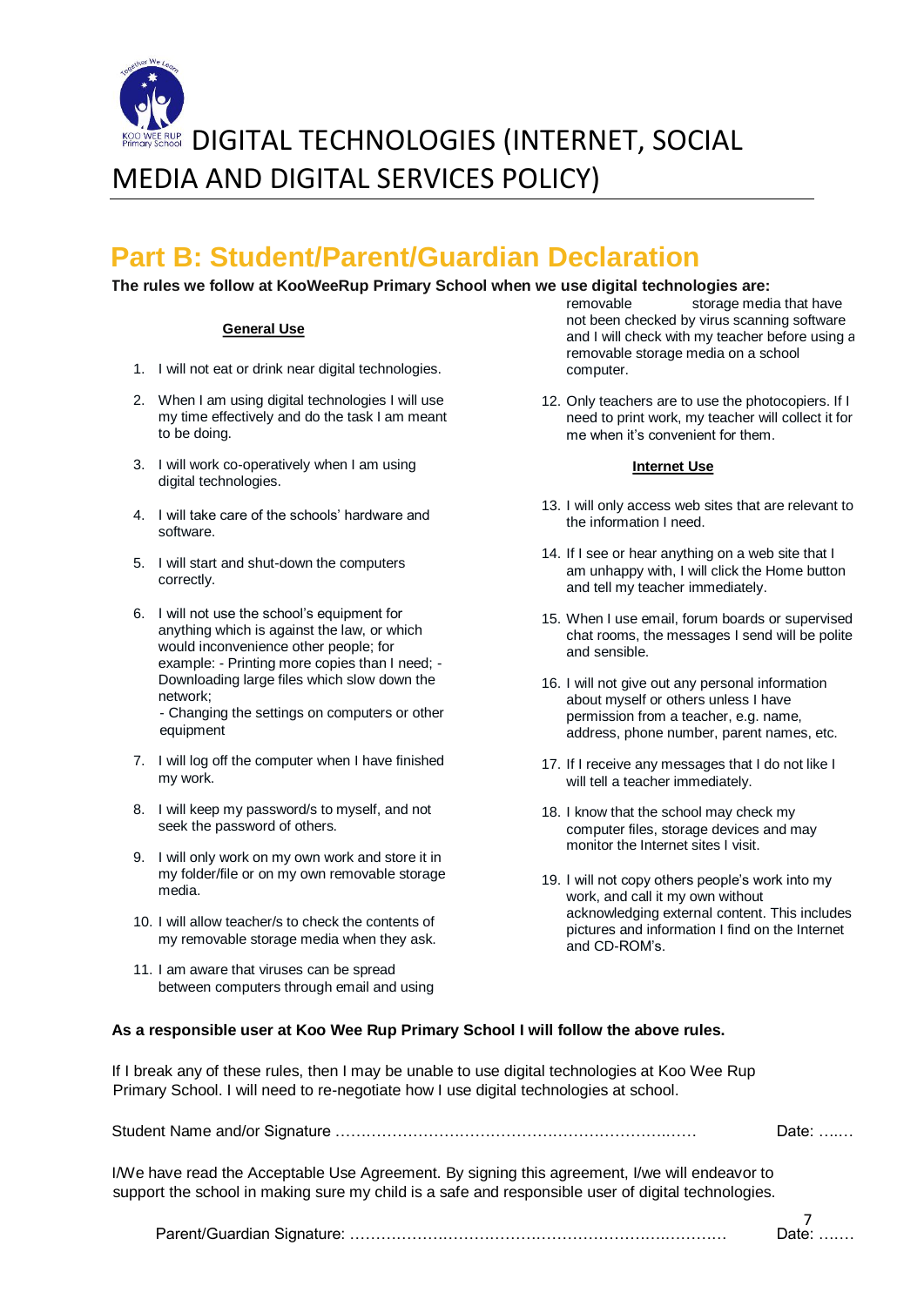# DIGITAL TECHNOLOGIES (INTERNET, SOCIAL MEDIA AND DIGITAL SERVICES POLICY)

## Part B: Student/Parent/Guardian Declaration

**The rules we follow at KooWeeRup Primary School when we use digital technologies are:**

**General Use**

1. I will not eat or drink near digital technologies.
2. When I am using digital technologies I will use my time effectively and do the task I am meant to be doing.
3. I will work co-operatively when I am using digital technologies.
4. I will take care of the schools' hardware and software.
5. I will start and shut-down the computers correctly.
6. I will not use the school's equipment for anything which is against the law, or which would inconvenience other people; for example: - Printing more copies than I need; - Downloading large files which slow down the network;
 - Changing the settings on computers or other equipment
7. I will log off the computer when I have finished my work.
8. I will keep my password/s to myself, and not seek the password of others.
9. I will only work on my own work and store it in my folder/file or on my own removable storage media.
10. I will allow teacher/s to check the contents of my removable storage media when they ask.
11. I am aware that viruses can be spread between computers through email and using removable storage media that have not been checked by virus scanning software and I will check with my teacher before using a removable storage media on a school computer.
12. Only teachers are to use the photocopiers. If I need to print work, my teacher will collect it for me when it's convenient for them.

**Internet Use**

13. I will only access web sites that are relevant to the information I need.
14. If I see or hear anything on a web site that I am unhappy with, I will click the Home button and tell my teacher immediately.
15. When I use email, forum boards or supervised chat rooms, the messages I send will be polite and sensible.
16. I will not give out any personal information about myself or others unless I have permission from a teacher, e.g. name, address, phone number, parent names, etc.
17. If I receive any messages that I do not like I will tell a teacher immediately.
18. I know that the school may check my computer files, storage devices and may monitor the Internet sites I visit.
19. I will not copy others people's work into my work, and call it my own without acknowledging external content. This includes pictures and information I find on the Internet and CD-ROM's.

**As a responsible user at Koo Wee Rup Primary School I will follow the above rules.**

If I break any of these rules, then I may be unable to use digital technologies at Koo Wee Rup Primary School. I will need to re-negotiate how I use digital technologies at school.

Student Name and/or Signature ……………………………………………………………… Date: …….

I/We have read the Acceptable Use Agreement. By signing this agreement, I/we will endeavor to support the school in making sure my child is a safe and responsible user of digital technologies.

Parent/Guardian Signature: ……………………………………………………………… Date: …….